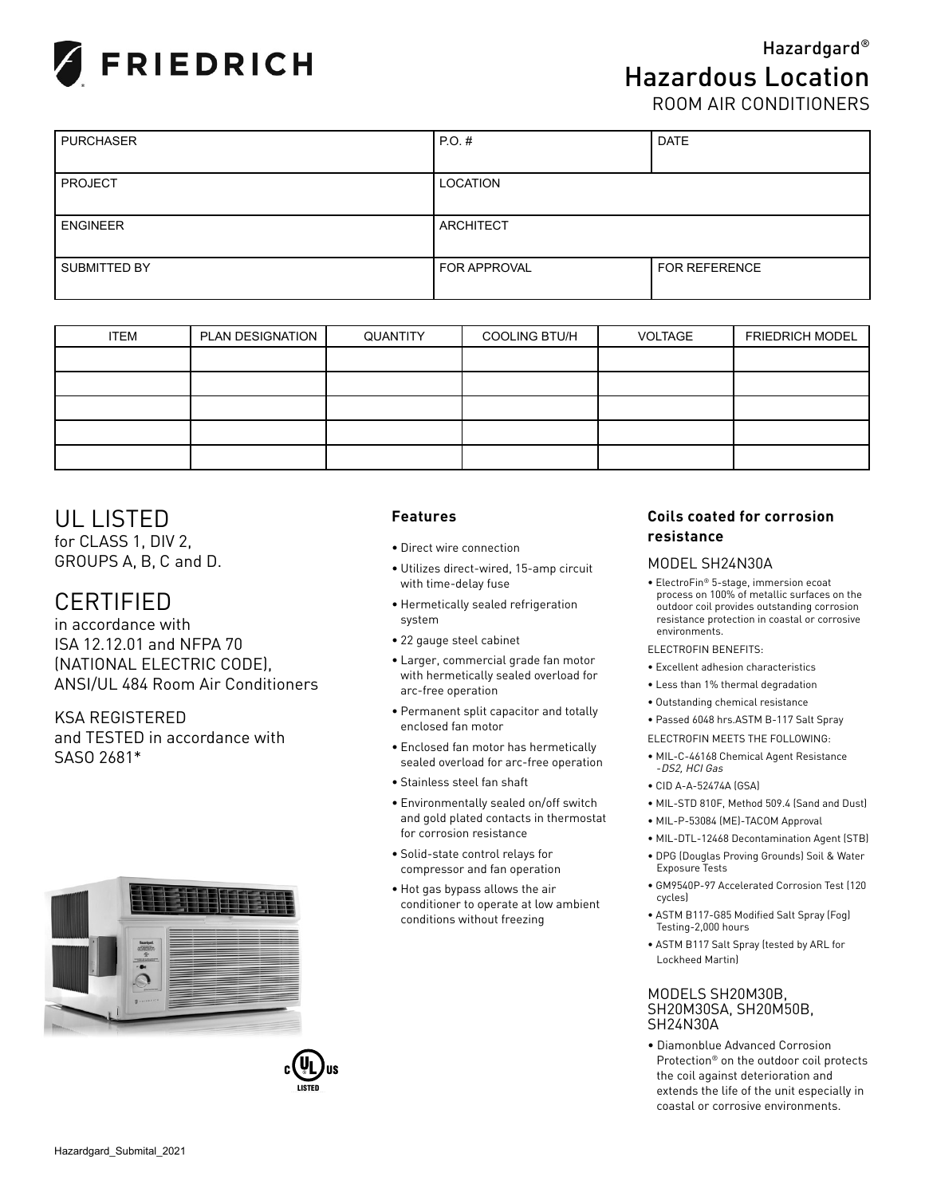# FRIEDRICH

Hazardgard®

# Hazardous Location

ROOM AIR CONDITIONERS

| PURCHASER | P.O. # | DATE |
|---|---|---|
| PROJECT | LOCATION | |
| ENGINEER | ARCHITECT | |
| SUBMITTED BY | FOR APPROVAL | FOR REFERENCE |

| ITEM | PLAN DESIGNATION | QUANTITY | COOLING BTU/H | VOLTAGE | FRIEDRICH MODEL |
|---|---|---|---|---|---|
| | | | | | |
| | | | | | |
| | | | | | |
| | | | | | |
| | | | | | |

## UL LISTED

for CLASS 1, DIV 2, GROUPS A, B, C and D.

## CERTIFIED

in accordance with ISA 12.12.01 and NFPA 70 (NATIONAL ELECTRIC CODE), ANSI/UL 484 Room Air Conditioners

KSA REGISTERED and TESTED in accordance with SASO 2681*

### Features

- Direct wire connection
- Utilizes direct-wired, 15-amp circuit with time-delay fuse
- Hermetically sealed refrigeration system
- 22 gauge steel cabinet
- Larger, commercial grade fan motor with hermetically sealed overload for arc-free operation
- Permanent split capacitor and totally enclosed fan motor
- Enclosed fan motor has hermetically sealed overload for arc-free operation
- Stainless steel fan shaft
- Environmentally sealed on/off switch and gold plated contacts in thermostat for corrosion resistance
- Solid-state control relays for compressor and fan operation
- Hot gas bypass allows the air conditioner to operate at low ambient conditions without freezing

### Coils coated for corrosion resistance

MODEL SH24N30A

- ElectroFin® 5-stage, immersion ecoat process on 100% of metallic surfaces on the outdoor coil provides outstanding corrosion resistance protection in coastal or corrosive environments.

ELECTROFIN BENEFITS:

- Excellent adhesion characteristics
- Less than 1% thermal degradation
- Outstanding chemical resistance
- Passed 6048 hrs.ASTM B-117 Salt Spray

ELECTROFIN MEETS THE FOLLOWING:

- MIL-C-46168 Chemical Agent Resistance *-DS2, HCl Gas*
- CID A-A-52474A (GSA)
- MIL-STD 810F, Method 509.4 (Sand and Dust)
- MIL-P-53084 (ME)-TACOM Approval
- MIL-DTL-12468 Decontamination Agent (STB)
- DPG (Douglas Proving Grounds) Soil & Water Exposure Tests
- GM9540P-97 Accelerated Corrosion Test (120 cycles)
- ASTM B117-G85 Modified Salt Spray (Fog) Testing-2,000 hours
- ASTM B117 Salt Spray (tested by ARL for Lockheed Martin)

MODELS SH20M30B, SH20M30SA, SH20M50B, SH24N30A

- Diamonblue Advanced Corrosion Protection® on the outdoor coil protects the coil against deterioration and extends the life of the unit especially in coastal or corrosive environments.

Hazardgard_Submital_2021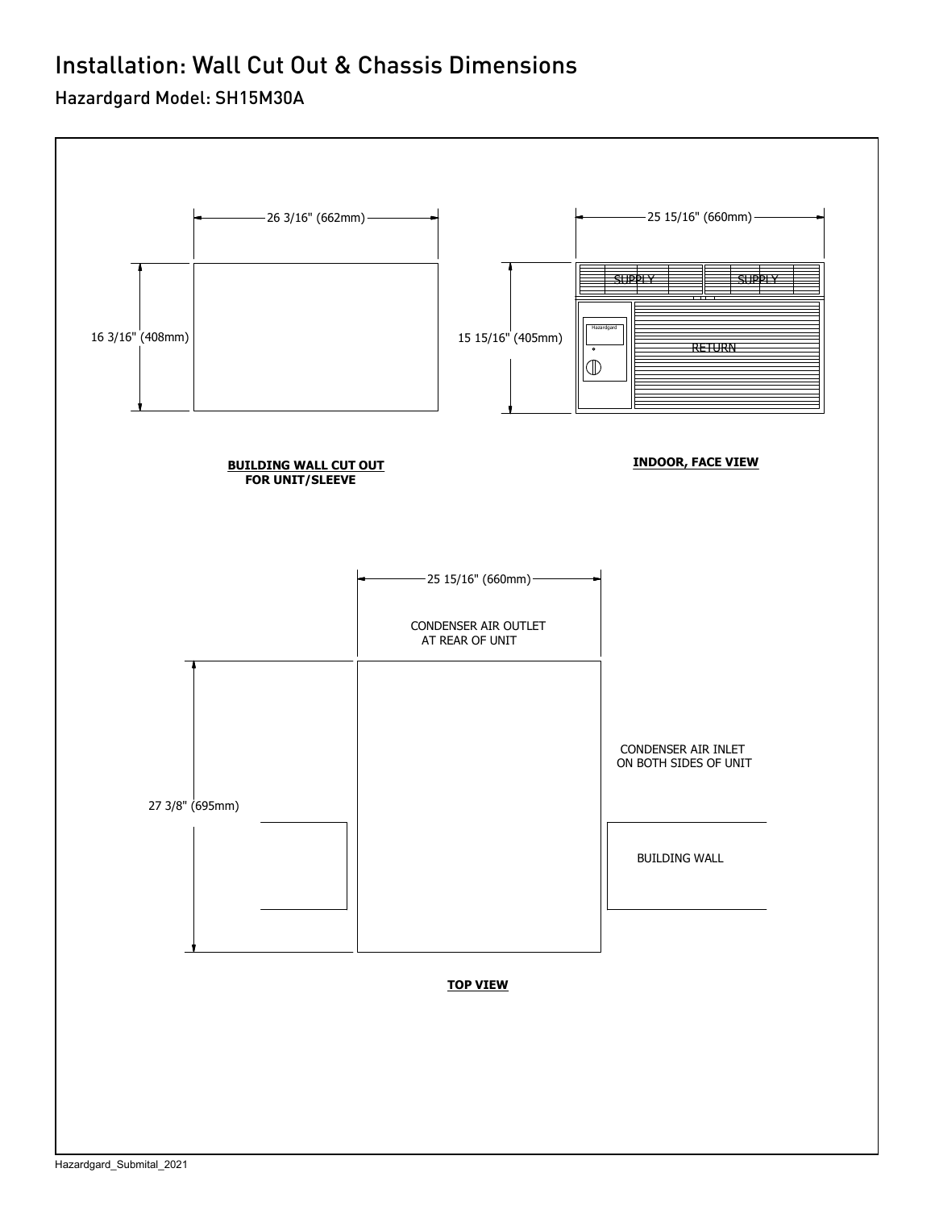# Installation: Wall Cut Out & Chassis Dimensions

## Hazardgard Model: SH15M30A

26 3/16" (662mm)

16 3/16" (408mm)

**BUILDING WALL CUT OUT FOR UNIT/SLEEVE**

25 15/16" (660mm)

15 15/16" (405mm)

SUPPLY SUPPLY

Hazardgard

RETURN

**INDOOR, FACE VIEW**

25 15/16" (660mm)

CONDENSER AIR OUTLET AT REAR OF UNIT

27 3/8" (695mm)

CONDENSER AIR INLET ON BOTH SIDES OF UNIT

BUILDING WALL

**TOP VIEW**

Hazardgard_Submital_2021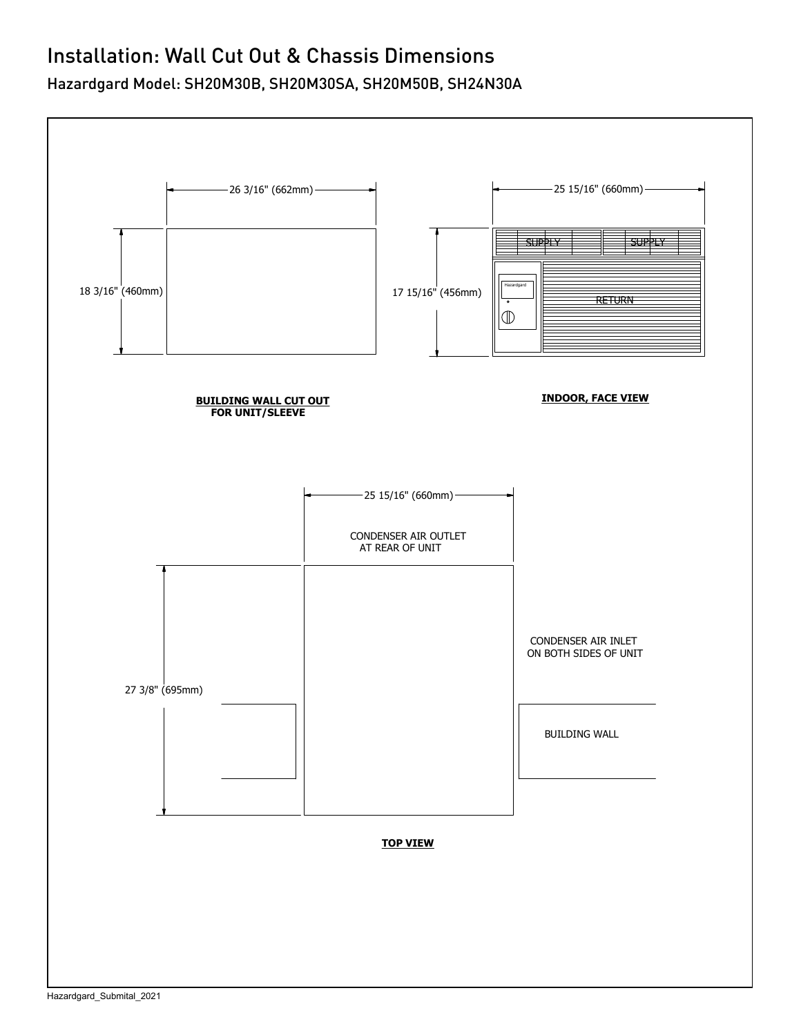# Installation: Wall Cut Out & Chassis Dimensions

## Hazardgard Model: SH20M30B, SH20M30SA, SH20M50B, SH24N30A

26 3/16" (662mm)

18 3/16" (460mm)

**BUILDING WALL CUT OUT FOR UNIT/SLEEVE**

25 15/16" (660mm)

17 15/16" (456mm)

SUPPLY SUPPLY

Hazardgard

RETURN

**INDOOR, FACE VIEW**

25 15/16" (660mm)

CONDENSER AIR OUTLET AT REAR OF UNIT

27 3/8" (695mm)

CONDENSER AIR INLET ON BOTH SIDES OF UNIT

BUILDING WALL

**TOP VIEW**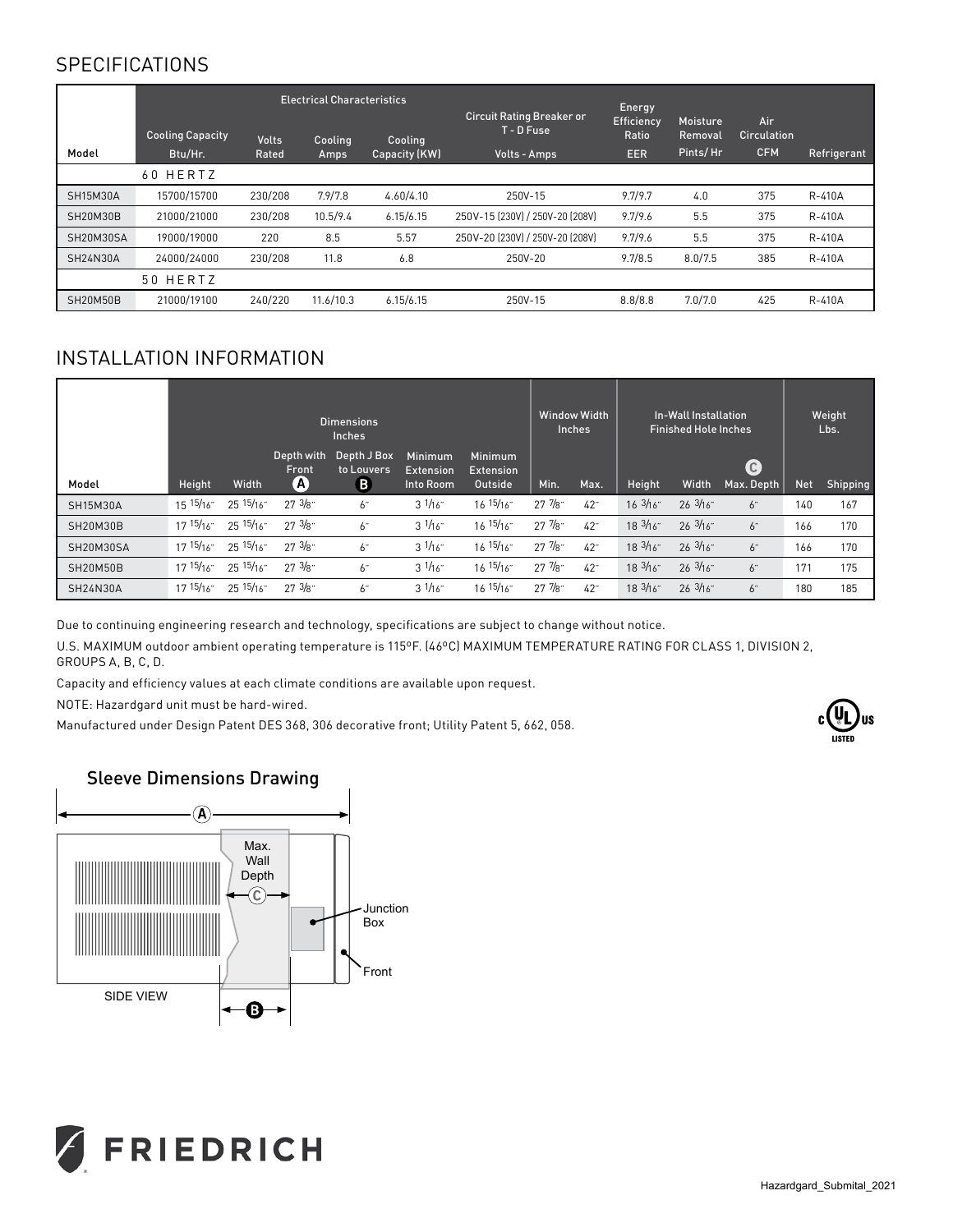## SPECIFICATIONS

| Model | Electrical Characteristics | | | | Circuit Rating Breaker or T - D Fuse | Energy Efficiency Ratio | Moisture Removal | Air Circulation | Refrigerant |
|---|---|---|---|---|---|---|---|---|---|
| | Cooling Capacity Btu/Hr. | Volts Rated | Cooling Amps | Cooling Capacity (KW) | Volts - Amps | EER | Pints/ Hr | CFM | |
| | 60 HERTZ | | | | | | | | |
| SH15M30A | 15700/15700 | 230/208 | 7.9/7.8 | 4.60/4.10 | 250V-15 | 9.7/9.7 | 4.0 | 375 | R-410A |
| SH20M30B | 21000/21000 | 230/208 | 10.5/9.4 | 6.15/6.15 | 250V-15 (230V) / 250V-20 (208V) | 9.7/9.6 | 5.5 | 375 | R-410A |
| SH20M30SA | 19000/19000 | 220 | 8.5 | 5.57 | 250V-20 (230V) / 250V-20 (208V) | 9.7/9.6 | 5.5 | 375 | R-410A |
| SH24N30A | 24000/24000 | 230/208 | 11.8 | 6.8 | 250V-20 | 9.7/8.5 | 8.0/7.5 | 385 | R-410A |
| | 50 HERTZ | | | | | | | | |
| SH20M50B | 21000/19100 | 240/220 | 11.6/10.3 | 6.15/6.15 | 250V-15 | 8.8/8.8 | 7.0/7.0 | 425 | R-410A |

## INSTALLATION INFORMATION

| Model | Dimensions Inches | | | | | | Window Width Inches | | In-Wall Installation Finished Hole Inches | | | Weight Lbs. | |
|---|---|---|---|---|---|---|---|---|---|---|---|---|---|
| | Height | Width | Depth with Front (A) | Depth J Box to Louvers (B) | Minimum Extension Into Room | Minimum Extension Outside | Min. | Max. | Height | Width | (C) Max. Depth | Net | Shipping |
| SH15M30A | 15 15/16" | 25 15/16" | 27 3/8" | 6" | 3 1/16" | 16 15/16" | 27 7/8" | 42" | 16 3/16" | 26 3/16" | 6" | 140 | 167 |
| SH20M30B | 17 15/16" | 25 15/16" | 27 3/8" | 6" | 3 1/16" | 16 15/16" | 27 7/8" | 42" | 18 3/16" | 26 3/16" | 6" | 166 | 170 |
| SH20M30SA | 17 15/16" | 25 15/16" | 27 3/8" | 6" | 3 1/16" | 16 15/16" | 27 7/8" | 42" | 18 3/16" | 26 3/16" | 6" | 166 | 170 |
| SH20M50B | 17 15/16" | 25 15/16" | 27 3/8" | 6" | 3 1/16" | 16 15/16" | 27 7/8" | 42" | 18 3/16" | 26 3/16" | 6" | 171 | 175 |
| SH24N30A | 17 15/16" | 25 15/16" | 27 3/8" | 6" | 3 1/16" | 16 15/16" | 27 7/8" | 42" | 18 3/16" | 26 3/16" | 6" | 180 | 185 |

Due to continuing engineering research and technology, specifications are subject to change without notice.

U.S. MAXIMUM outdoor ambient operating temperature is 115ºF. (46ºC) MAXIMUM TEMPERATURE RATING FOR CLASS 1, DIVISION 2, GROUPS A, B, C, D.

Capacity and efficiency values at each climate conditions are available upon request.

NOTE: Hazardgard unit must be hard-wired.

Manufactured under Design Patent DES 368, 306 decorative front; Utility Patent 5, 662, 058.

c UL us LISTED

### Sleeve Dimensions Drawing

A

Max. Wall Depth

C

Junction Box

Front

SIDE VIEW

B

FRIEDRICH

Hazardgard_Submital_2021